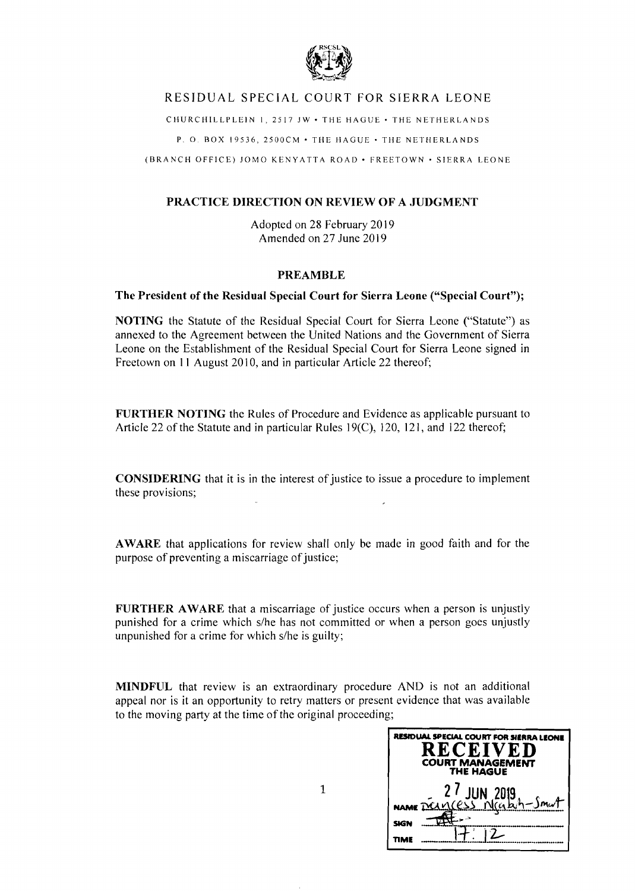# RESIDUAL SPECIAL COURT FOR SIERRA LEONE

CHURCHILLPLEIN 1, 2517 JW • THE HAGUE • THE NETHERLANDS

P. O. BOX 19536, 2500CM • THE HAGUE • THE NETHERLANDS

(BRANCH OFFICE) JOMO KENYATTA ROAD • FREETOWN • SIERRA LEONE

## PRACTICE DIRECTION ON REVIEW OF A JUDGMENT

Adopted on 28 February 2019
Amended on 27 June 2019

### PREAMBLE

**The President of the Residual Special Court for Sierra Leone ("Special Court");**

**NOTING** the Statute of the Residual Special Court for Sierra Leone ("Statute") as annexed to the Agreement between the United Nations and the Government of Sierra Leone on the Establishment of the Residual Special Court for Sierra Leone signed in Freetown on 11 August 2010, and in particular Article 22 thereof;

**FURTHER NOTING** the Rules of Procedure and Evidence as applicable pursuant to Article 22 of the Statute and in particular Rules 19(C), 120, 121, and 122 thereof;

**CONSIDERING** that it is in the interest of justice to issue a procedure to implement these provisions;

**AWARE** that applications for review shall only be made in good faith and for the purpose of preventing a miscarriage of justice;

**FURTHER AWARE** that a miscarriage of justice occurs when a person is unjustly punished for a crime which s/he has not committed or when a person goes unjustly unpunished for a crime for which s/he is guilty;

**MINDFUL** that review is an extraordinary procedure AND is not an additional appeal nor is it an opportunity to retry matters or present evidence that was available to the moving party at the time of the original proceeding;

RESIDUAL SPECIAL COURT FOR SIERRA LEONE
RECEIVED
COURT MANAGEMENT
THE HAGUE
27 JUN 2019
NAME Princess Ncaba-Smart
SIGN
TIME 17:12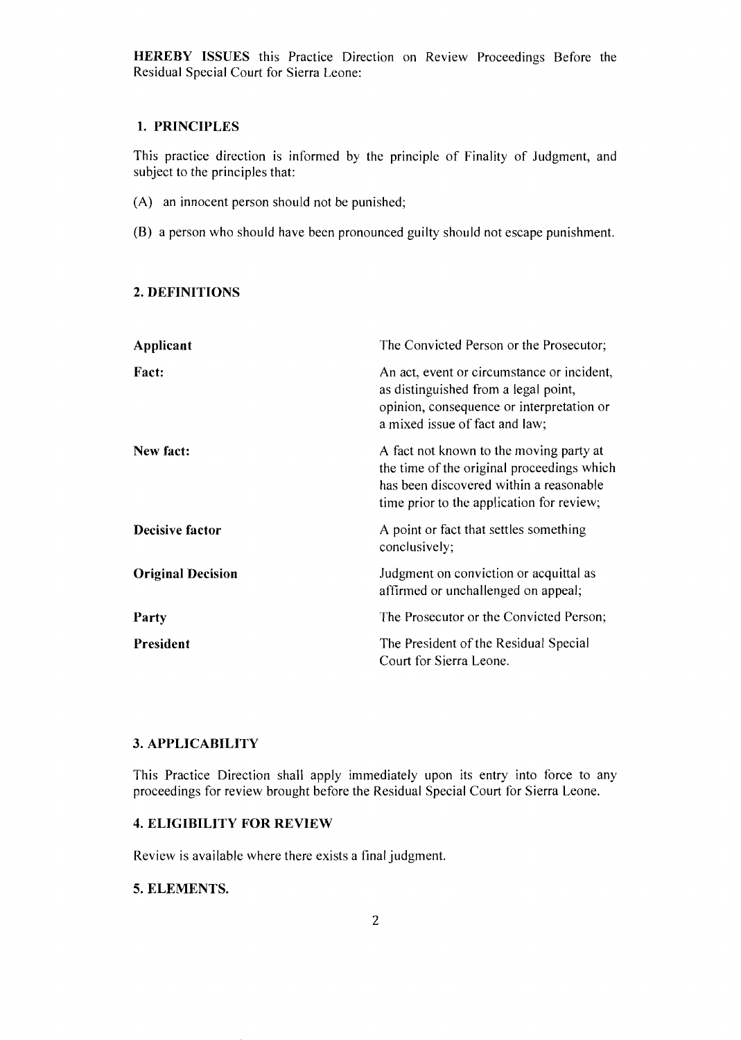**HEREBY ISSUES** this Practice Direction on Review Proceedings Before the Residual Special Court for Sierra Leone:

## 1. PRINCIPLES

This practice direction is informed by the principle of Finality of Judgment, and subject to the principles that:

(A) an innocent person should not be punished;

(B) a person who should have been pronounced guilty should not escape punishment.

## 2. DEFINITIONS

| | |
|---|---|
| **Applicant** | The Convicted Person or the Prosecutor; |
| **Fact:** | An act, event or circumstance or incident, as distinguished from a legal point, opinion, consequence or interpretation or a mixed issue of fact and law; |
| **New fact:** | A fact not known to the moving party at the time of the original proceedings which has been discovered within a reasonable time prior to the application for review; |
| **Decisive factor** | A point or fact that settles something conclusively; |
| **Original Decision** | Judgment on conviction or acquittal as affirmed or unchallenged on appeal; |
| **Party** | The Prosecutor or the Convicted Person; |
| **President** | The President of the Residual Special Court for Sierra Leone. |

## 3. APPLICABILITY

This Practice Direction shall apply immediately upon its entry into force to any proceedings for review brought before the Residual Special Court for Sierra Leone.

## 4. ELIGIBILITY FOR REVIEW

Review is available where there exists a final judgment.

## 5. ELEMENTS.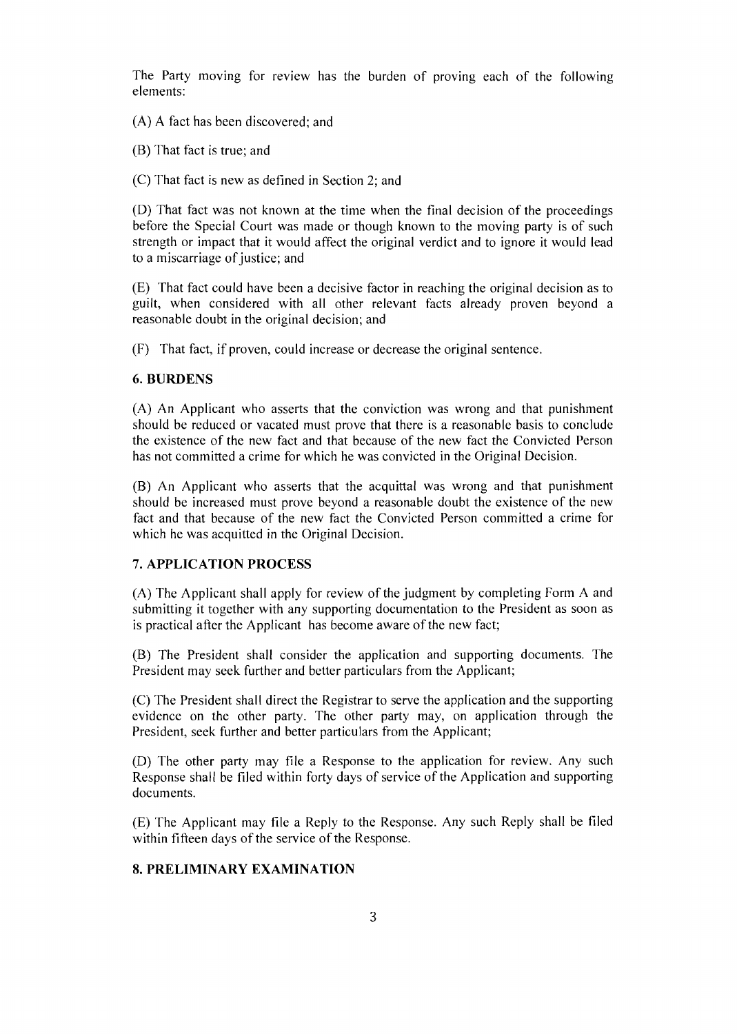The Party moving for review has the burden of proving each of the following elements:

(A) A fact has been discovered; and

(B) That fact is true; and

(C) That fact is new as defined in Section 2; and

(D) That fact was not known at the time when the final decision of the proceedings before the Special Court was made or though known to the moving party is of such strength or impact that it would affect the original verdict and to ignore it would lead to a miscarriage of justice; and

(E) That fact could have been a decisive factor in reaching the original decision as to guilt, when considered with all other relevant facts already proven beyond a reasonable doubt in the original decision; and

(F) That fact, if proven, could increase or decrease the original sentence.

## 6. BURDENS

(A) An Applicant who asserts that the conviction was wrong and that punishment should be reduced or vacated must prove that there is a reasonable basis to conclude the existence of the new fact and that because of the new fact the Convicted Person has not committed a crime for which he was convicted in the Original Decision.

(B) An Applicant who asserts that the acquittal was wrong and that punishment should be increased must prove beyond a reasonable doubt the existence of the new fact and that because of the new fact the Convicted Person committed a crime for which he was acquitted in the Original Decision.

## 7. APPLICATION PROCESS

(A) The Applicant shall apply for review of the judgment by completing Form A and submitting it together with any supporting documentation to the President as soon as is practical after the Applicant has become aware of the new fact;

(B) The President shall consider the application and supporting documents. The President may seek further and better particulars from the Applicant;

(C) The President shall direct the Registrar to serve the application and the supporting evidence on the other party. The other party may, on application through the President, seek further and better particulars from the Applicant;

(D) The other party may file a Response to the application for review. Any such Response shall be filed within forty days of service of the Application and supporting documents.

(E) The Applicant may file a Reply to the Response. Any such Reply shall be filed within fifteen days of the service of the Response.

## 8. PRELIMINARY EXAMINATION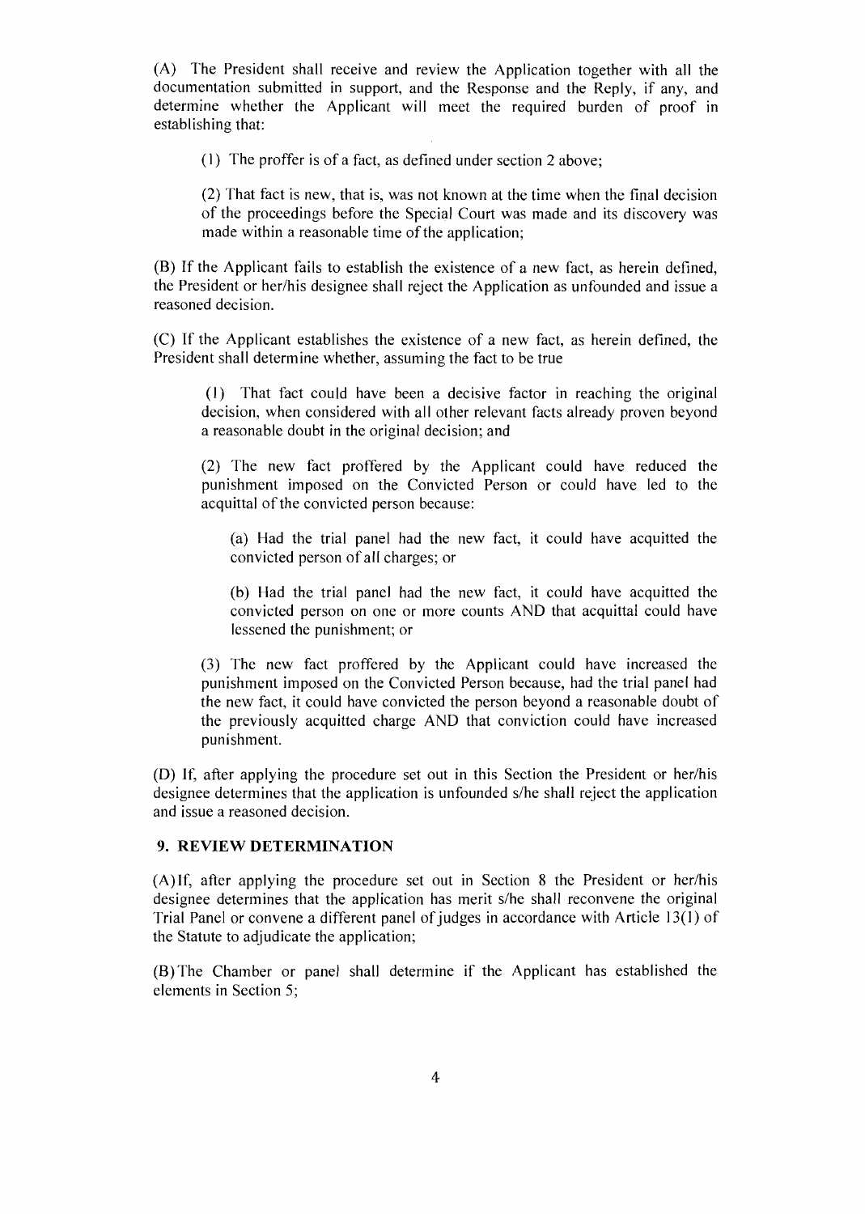(A) The President shall receive and review the Application together with all the documentation submitted in support, and the Response and the Reply, if any, and determine whether the Applicant will meet the required burden of proof in establishing that:

> (1) The proffer is of a fact, as defined under section 2 above;
>
> (2) That fact is new, that is, was not known at the time when the final decision of the proceedings before the Special Court was made and its discovery was made within a reasonable time of the application;

(B) If the Applicant fails to establish the existence of a new fact, as herein defined, the President or her/his designee shall reject the Application as unfounded and issue a reasoned decision.

(C) If the Applicant establishes the existence of a new fact, as herein defined, the President shall determine whether, assuming the fact to be true

> (1) That fact could have been a decisive factor in reaching the original decision, when considered with all other relevant facts already proven beyond a reasonable doubt in the original decision; and
>
> (2) The new fact proffered by the Applicant could have reduced the punishment imposed on the Convicted Person or could have led to the acquittal of the convicted person because:
>
> > (a) Had the trial panel had the new fact, it could have acquitted the convicted person of all charges; or
> >
> > (b) Had the trial panel had the new fact, it could have acquitted the convicted person on one or more counts AND that acquittal could have lessened the punishment; or
>
> (3) The new fact proffered by the Applicant could have increased the punishment imposed on the Convicted Person because, had the trial panel had the new fact, it could have convicted the person beyond a reasonable doubt of the previously acquitted charge AND that conviction could have increased punishment.

(D) If, after applying the procedure set out in this Section the President or her/his designee determines that the application is unfounded s/he shall reject the application and issue a reasoned decision.

### 9. REVIEW DETERMINATION

(A) If, after applying the procedure set out in Section 8 the President or her/his designee determines that the application has merit s/he shall reconvene the original Trial Panel or convene a different panel of judges in accordance with Article 13(1) of the Statute to adjudicate the application;

(B) The Chamber or panel shall determine if the Applicant has established the elements in Section 5;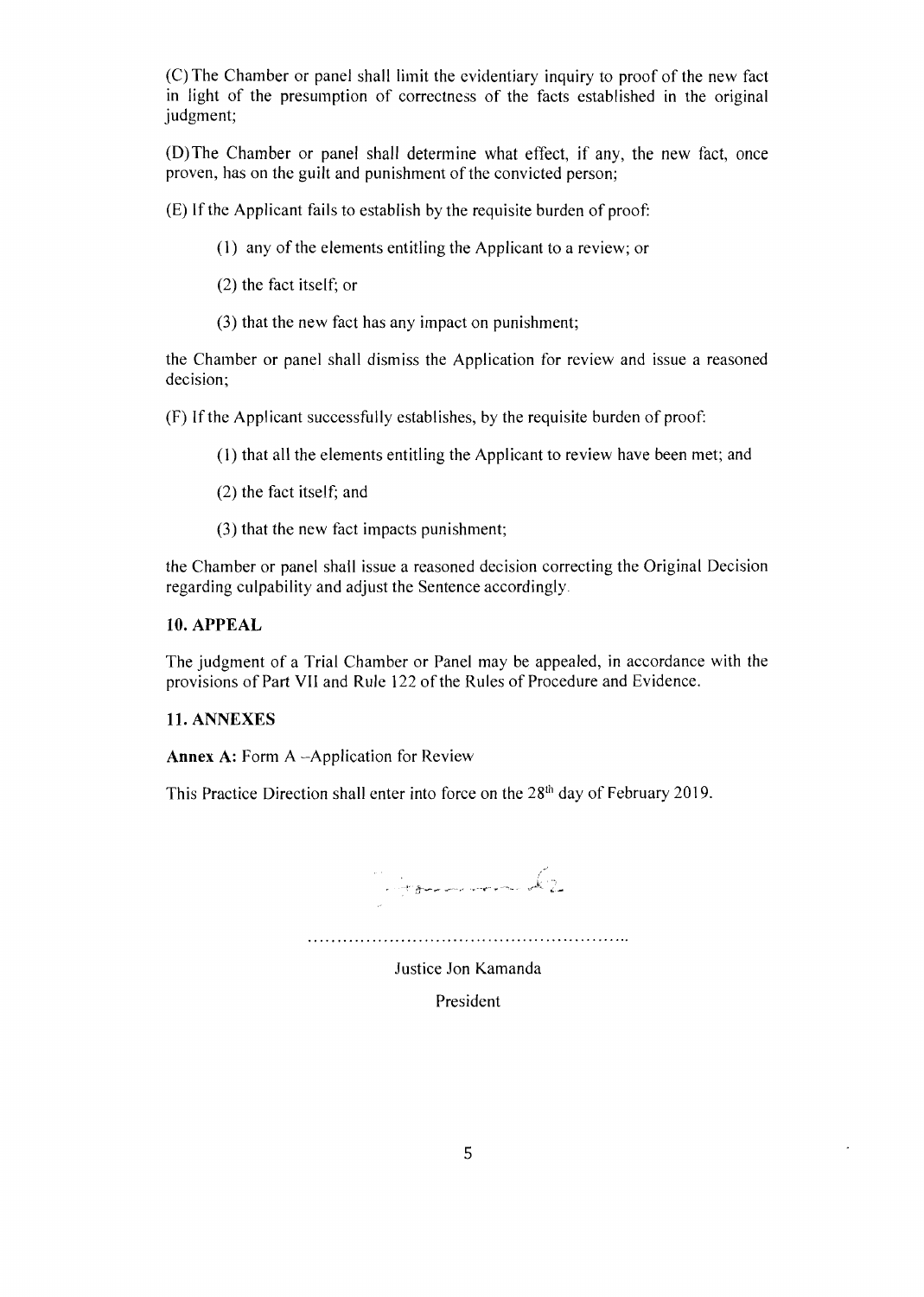(C) The Chamber or panel shall limit the evidentiary inquiry to proof of the new fact in light of the presumption of correctness of the facts established in the original judgment;

(D) The Chamber or panel shall determine what effect, if any, the new fact, once proven, has on the guilt and punishment of the convicted person;

(E) If the Applicant fails to establish by the requisite burden of proof:

(1) any of the elements entitling the Applicant to a review; or

(2) the fact itself; or

(3) that the new fact has any impact on punishment;

the Chamber or panel shall dismiss the Application for review and issue a reasoned decision;

(F) If the Applicant successfully establishes, by the requisite burden of proof:

(1) that all the elements entitling the Applicant to review have been met; and

(2) the fact itself; and

(3) that the new fact impacts punishment;

the Chamber or panel shall issue a reasoned decision correcting the Original Decision regarding culpability and adjust the Sentence accordingly.

## 10. APPEAL

The judgment of a Trial Chamber or Panel may be appealed, in accordance with the provisions of Part VII and Rule 122 of the Rules of Procedure and Evidence.

## 11. ANNEXES

**Annex A:** Form A –Application for Review

This Practice Direction shall enter into force on the 28th day of February 2019.

.........................................................

Justice Jon Kamanda

President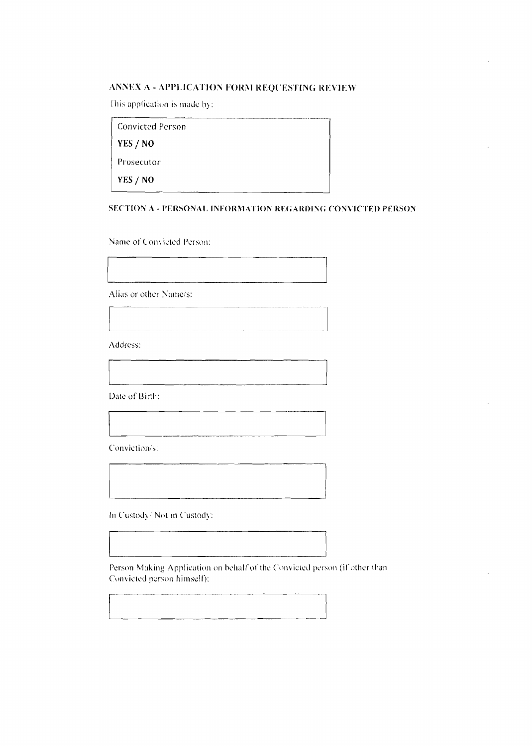## ANNEX A - APPLICATION FORM REQUESTING REVIEW

This application is made by:

| Convicted Person |
|---|
| **YES / NO** |
| Prosecutor |
| **YES / NO** |

### SECTION A - PERSONAL INFORMATION REGARDING CONVICTED PERSON

Name of Convicted Person:

Alias or other Name/s:

Address:

Date of Birth:

Conviction/s:

In Custody / Not in Custody:

Person Making Application on behalf of the Convicted person (if other than Convicted person himself):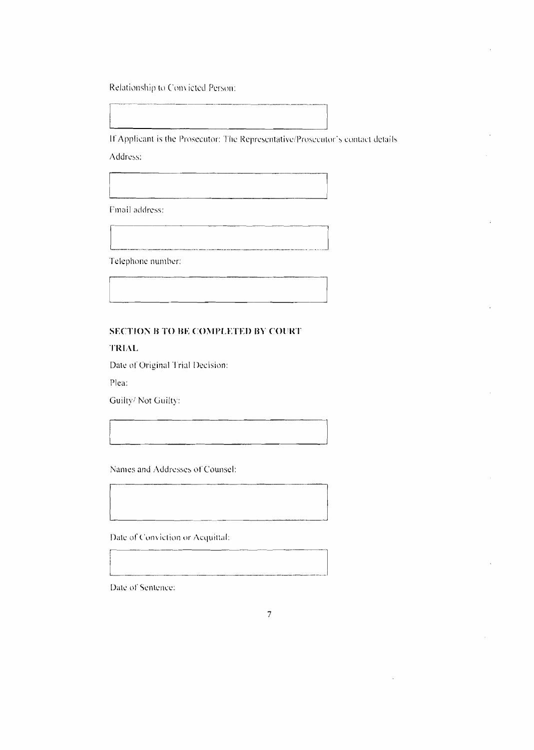Relationship to Convicted Person:

If Applicant is the Prosecutor: The Representative/Prosecutor's contact details

Address:

Email address:

Telephone number:

**SECTION B TO BE COMPLETED BY COURT**

**TRIAL**

Date of Original Trial Decision:

Plea:

Guilty/ Not Guilty:

Names and Addresses of Counsel:

Date of Conviction or Acquittal:

Date of Sentence: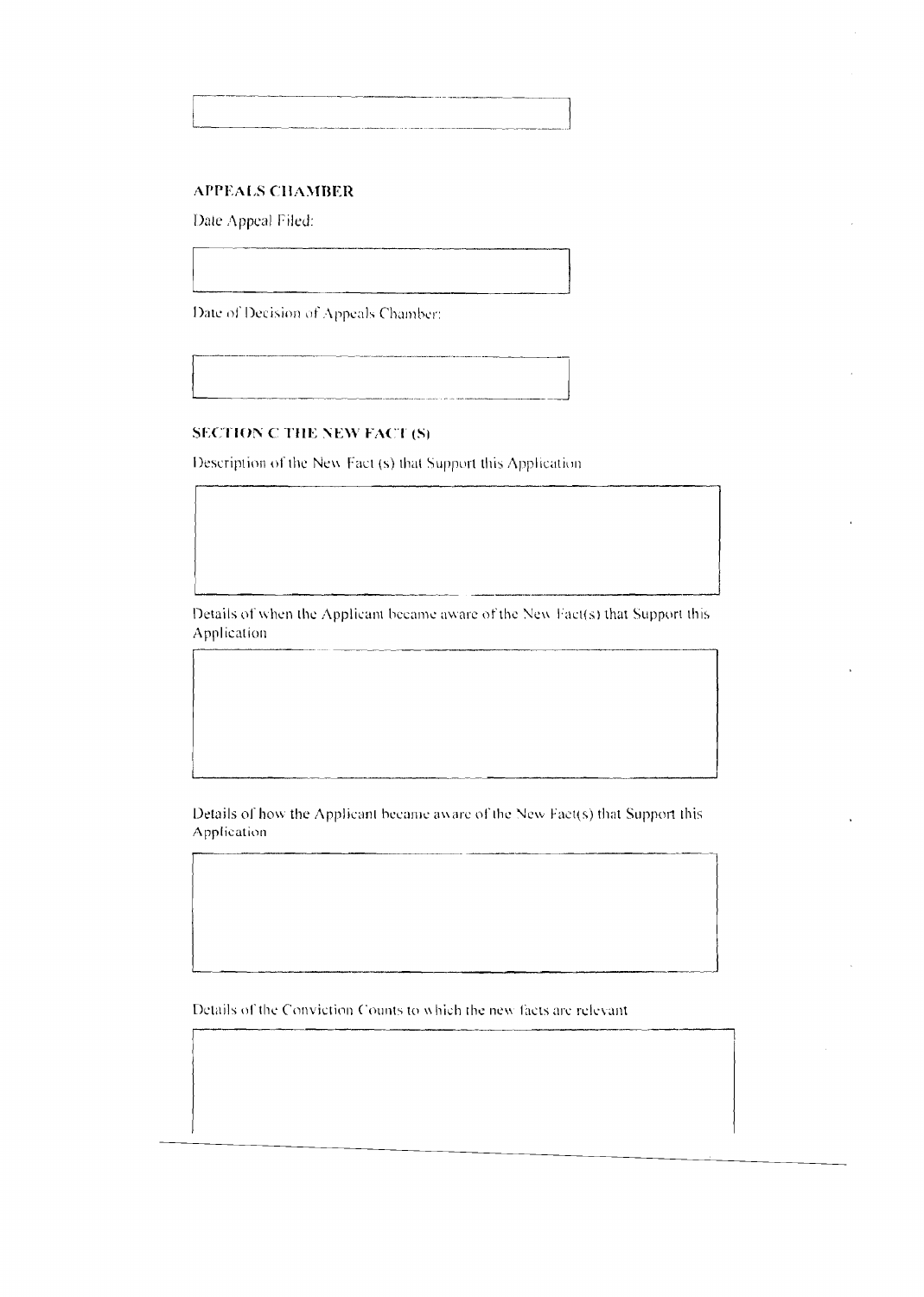## APPEALS CHAMBER

Date Appeal Filed:

Date of Decision of Appeals Chamber:

## SECTION C THE NEW FACT (S)

Description of the New Fact (s) that Support this Application

Details of when the Applicant became aware of the New Fact(s) that Support this Application

Details of how the Applicant became aware of the New Fact(s) that Support this Application

Details of the Conviction Counts to which the new facts are relevant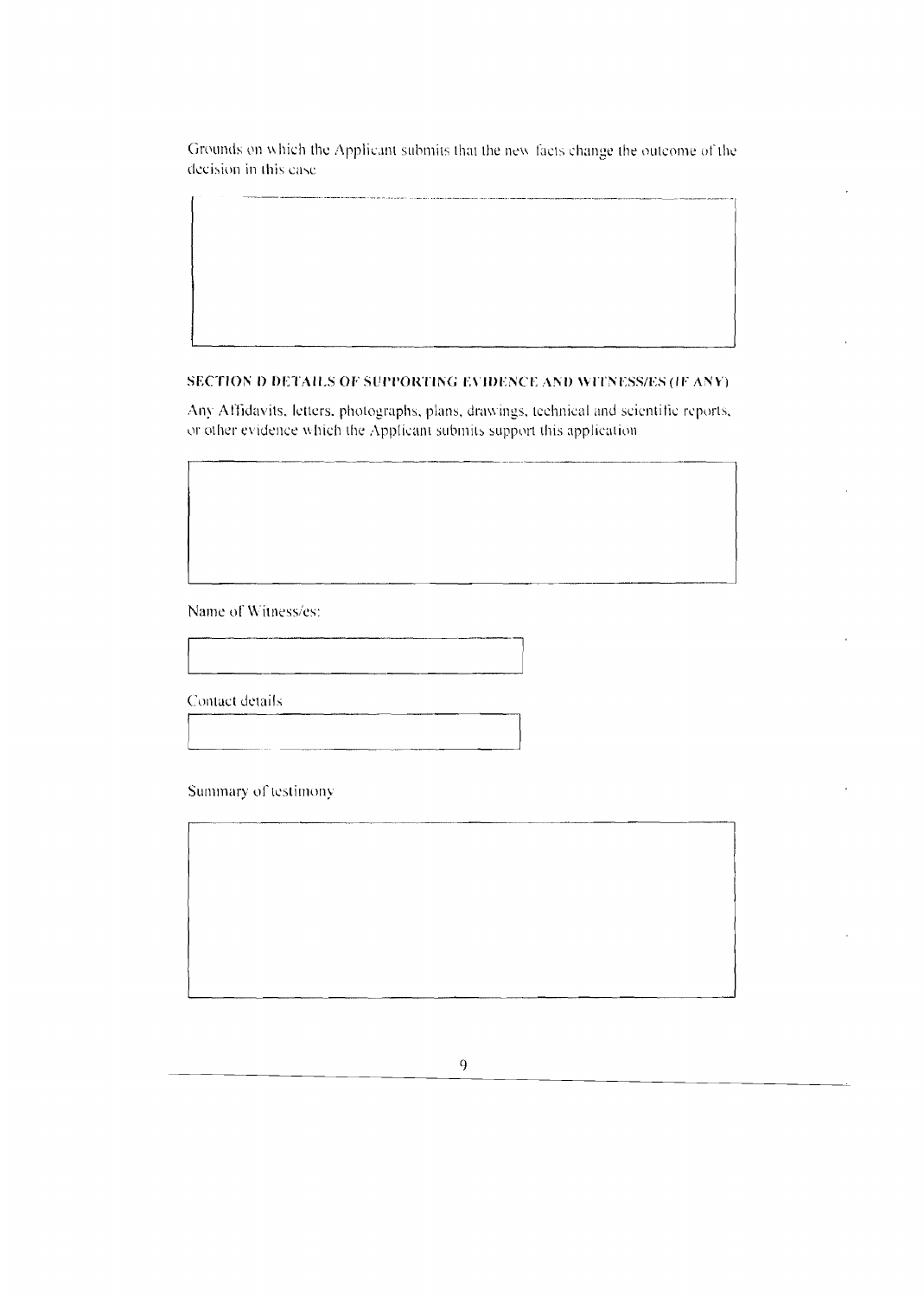Grounds on which the Applicant submits that the new facts change the outcome of the decision in this case

## SECTION D DETAILS OF SUPPORTING EVIDENCE AND WITNESS/ES (IF ANY)

Any Affidavits, letters, photographs, plans, drawings, technical and scientific reports, or other evidence which the Applicant submits support this application

Name of Witness/es:

Contact details

Summary of testimony